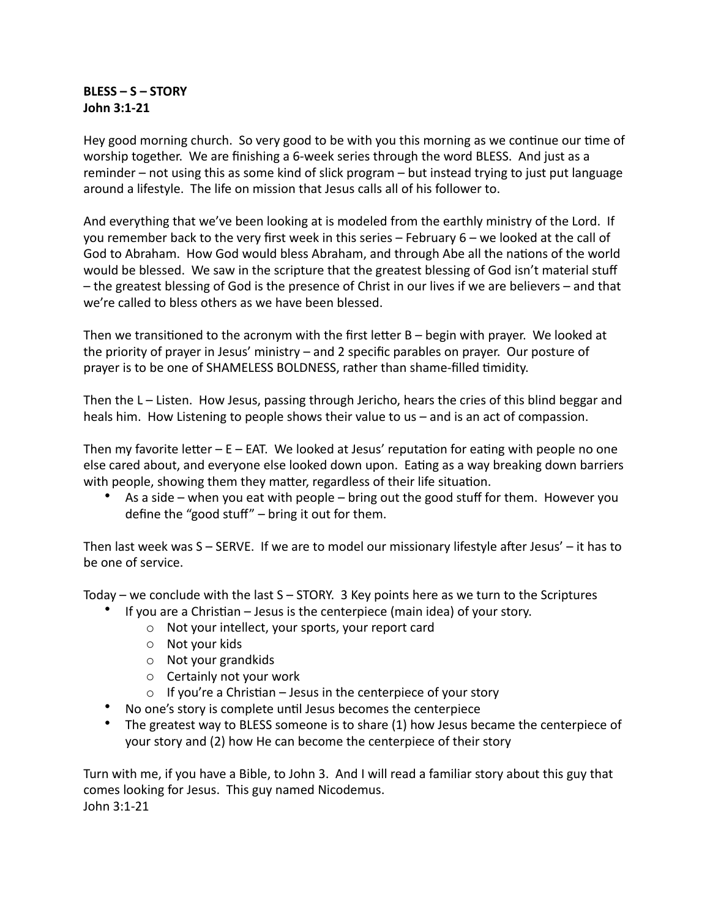**BLESS – S – STORY**
**John 3:1-21**

Hey good morning church. So very good to be with you this morning as we continue our time of worship together. We are finishing a 6-week series through the word BLESS. And just as a reminder – not using this as some kind of slick program – but instead trying to just put language around a lifestyle. The life on mission that Jesus calls all of his follower to.

And everything that we've been looking at is modeled from the earthly ministry of the Lord. If you remember back to the very first week in this series – February 6 – we looked at the call of God to Abraham. How God would bless Abraham, and through Abe all the nations of the world would be blessed. We saw in the scripture that the greatest blessing of God isn't material stuff – the greatest blessing of God is the presence of Christ in our lives if we are believers – and that we're called to bless others as we have been blessed.

Then we transitioned to the acronym with the first letter B – begin with prayer. We looked at the priority of prayer in Jesus' ministry – and 2 specific parables on prayer. Our posture of prayer is to be one of SHAMELESS BOLDNESS, rather than shame-filled timidity.

Then the L – Listen. How Jesus, passing through Jericho, hears the cries of this blind beggar and heals him. How Listening to people shows their value to us – and is an act of compassion.

Then my favorite letter – E – EAT. We looked at Jesus' reputation for eating with people no one else cared about, and everyone else looked down upon. Eating as a way breaking down barriers with people, showing them they matter, regardless of their life situation.

- As a side – when you eat with people – bring out the good stuff for them. However you define the "good stuff" – bring it out for them.

Then last week was S – SERVE. If we are to model our missionary lifestyle after Jesus' – it has to be one of service.

Today – we conclude with the last S – STORY. 3 Key points here as we turn to the Scriptures

- If you are a Christian – Jesus is the centerpiece (main idea) of your story.
  - Not your intellect, your sports, your report card
  - Not your kids
  - Not your grandkids
  - Certainly not your work
  - If you're a Christian – Jesus in the centerpiece of your story
- No one's story is complete until Jesus becomes the centerpiece
- The greatest way to BLESS someone is to share (1) how Jesus became the centerpiece of your story and (2) how He can become the centerpiece of their story

Turn with me, if you have a Bible, to John 3. And I will read a familiar story about this guy that comes looking for Jesus. This guy named Nicodemus.
John 3:1-21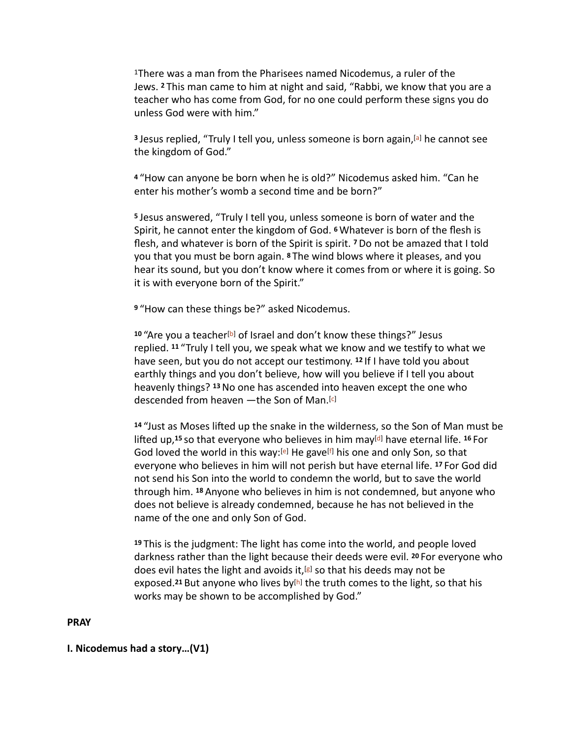1There was a man from the Pharisees named Nicodemus, a ruler of the Jews. **2** This man came to him at night and said, "Rabbi, we know that you are a teacher who has come from God, for no one could perform these signs you do unless God were with him."

**3** Jesus replied, "Truly I tell you, unless someone is born again,[a] he cannot see the kingdom of God."

**4** "How can anyone be born when he is old?" Nicodemus asked him. "Can he enter his mother's womb a second time and be born?"

**5** Jesus answered, "Truly I tell you, unless someone is born of water and the Spirit, he cannot enter the kingdom of God. **6** Whatever is born of the flesh is flesh, and whatever is born of the Spirit is spirit. **7** Do not be amazed that I told you that you must be born again. **8** The wind blows where it pleases, and you hear its sound, but you don't know where it comes from or where it is going. So it is with everyone born of the Spirit."

**9** "How can these things be?" asked Nicodemus.

**10** "Are you a teacher[b] of Israel and don't know these things?" Jesus replied. **11** "Truly I tell you, we speak what we know and we testify to what we have seen, but you do not accept our testimony. **12** If I have told you about earthly things and you don't believe, how will you believe if I tell you about heavenly things? **13** No one has ascended into heaven except the one who descended from heaven —the Son of Man.[c]

**14** "Just as Moses lifted up the snake in the wilderness, so the Son of Man must be lifted up,**15** so that everyone who believes in him may[d] have eternal life. **16** For God loved the world in this way:[e] He gave[f] his one and only Son, so that everyone who believes in him will not perish but have eternal life. **17** For God did not send his Son into the world to condemn the world, but to save the world through him. **18** Anyone who believes in him is not condemned, but anyone who does not believe is already condemned, because he has not believed in the name of the one and only Son of God.

**19** This is the judgment: The light has come into the world, and people loved darkness rather than the light because their deeds were evil. **20** For everyone who does evil hates the light and avoids it,[g] so that his deeds may not be exposed.**21** But anyone who lives by[h] the truth comes to the light, so that his works may be shown to be accomplished by God."

**PRAY**

**I. Nicodemus had a story…(V1)**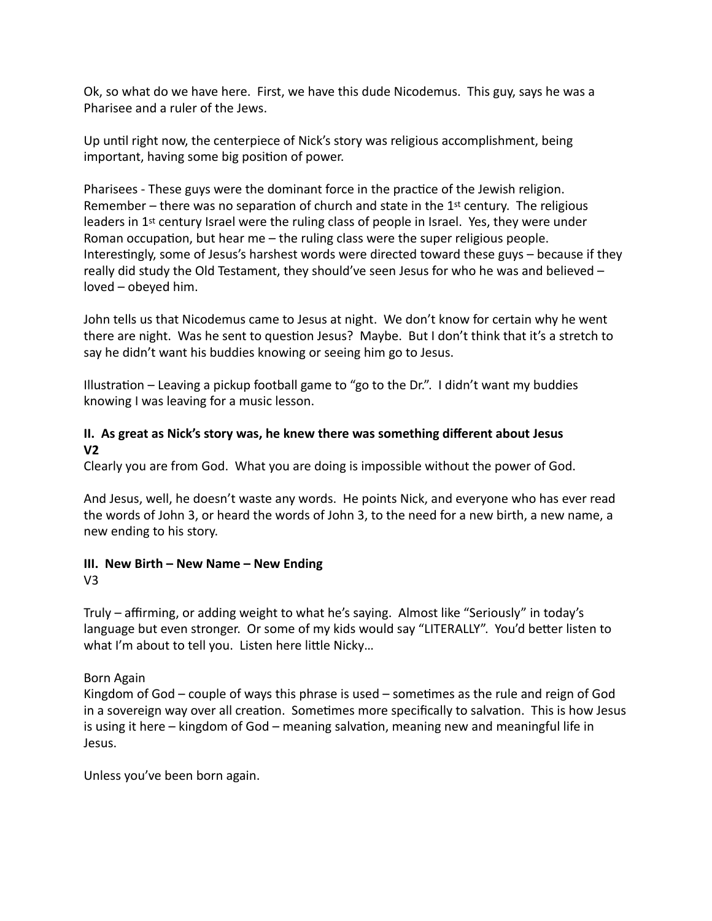Ok, so what do we have here. First, we have this dude Nicodemus. This guy, says he was a Pharisee and a ruler of the Jews.

Up until right now, the centerpiece of Nick's story was religious accomplishment, being important, having some big position of power.

Pharisees - These guys were the dominant force in the practice of the Jewish religion. Remember – there was no separation of church and state in the 1st century. The religious leaders in 1st century Israel were the ruling class of people in Israel. Yes, they were under Roman occupation, but hear me – the ruling class were the super religious people. Interestingly, some of Jesus's harshest words were directed toward these guys – because if they really did study the Old Testament, they should've seen Jesus for who he was and believed – loved – obeyed him.

John tells us that Nicodemus came to Jesus at night. We don't know for certain why he went there are night. Was he sent to question Jesus? Maybe. But I don't think that it's a stretch to say he didn't want his buddies knowing or seeing him go to Jesus.

Illustration – Leaving a pickup football game to "go to the Dr.". I didn't want my buddies knowing I was leaving for a music lesson.

**II. As great as Nick's story was, he knew there was something different about Jesus**
**V2**

Clearly you are from God. What you are doing is impossible without the power of God.

And Jesus, well, he doesn't waste any words. He points Nick, and everyone who has ever read the words of John 3, or heard the words of John 3, to the need for a new birth, a new name, a new ending to his story.

**III. New Birth – New Name – New Ending**
V3

Truly – affirming, or adding weight to what he's saying. Almost like "Seriously" in today's language but even stronger. Or some of my kids would say "LITERALLY". You'd better listen to what I'm about to tell you. Listen here little Nicky…

Born Again
Kingdom of God – couple of ways this phrase is used – sometimes as the rule and reign of God in a sovereign way over all creation. Sometimes more specifically to salvation. This is how Jesus is using it here – kingdom of God – meaning salvation, meaning new and meaningful life in Jesus.

Unless you've been born again.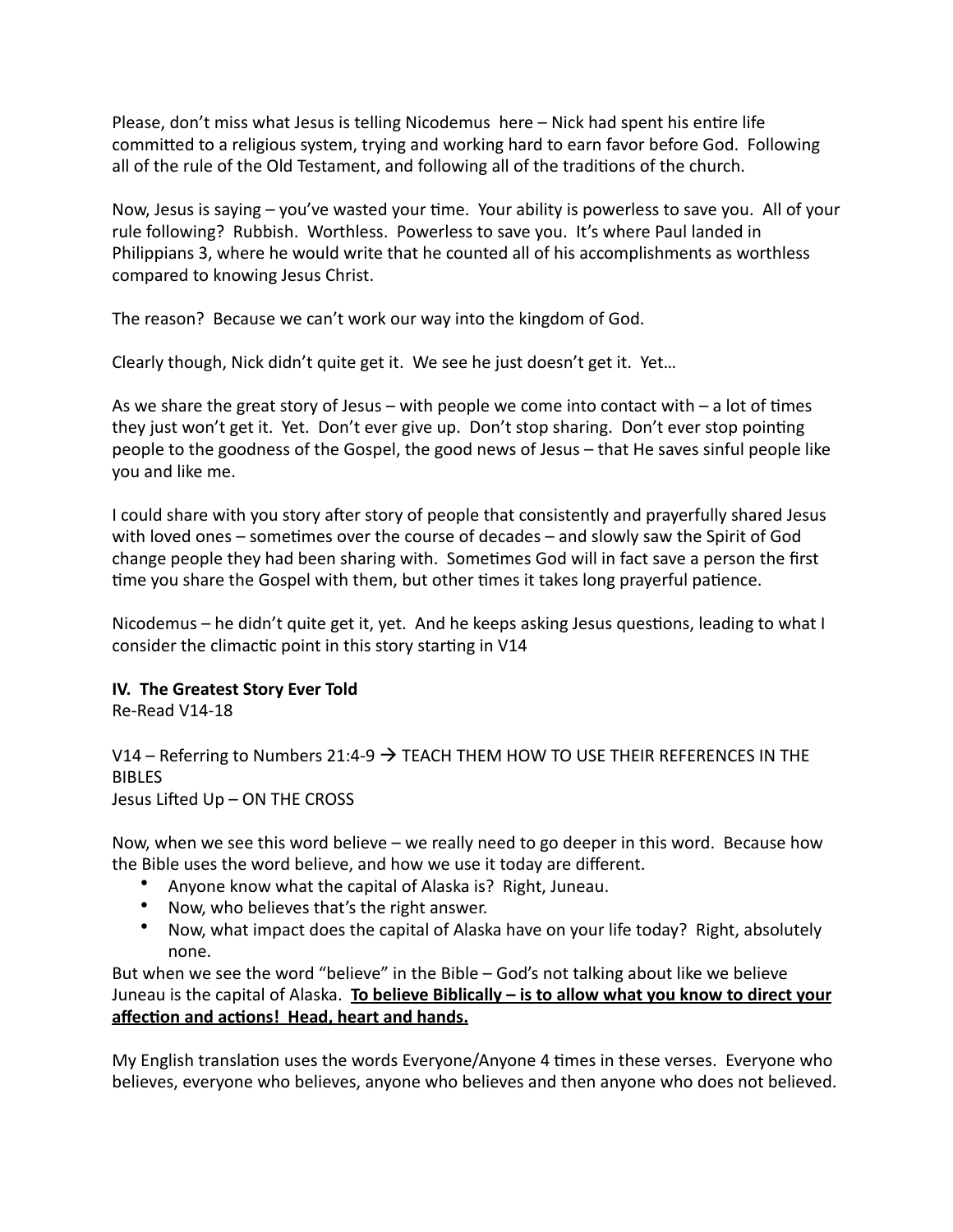Please, don't miss what Jesus is telling Nicodemus  here – Nick had spent his entire life committed to a religious system, trying and working hard to earn favor before God.  Following all of the rule of the Old Testament, and following all of the traditions of the church.

Now, Jesus is saying – you've wasted your time.  Your ability is powerless to save you.  All of your rule following?  Rubbish.  Worthless.  Powerless to save you.  It's where Paul landed in Philippians 3, where he would write that he counted all of his accomplishments as worthless compared to knowing Jesus Christ.

The reason?  Because we can't work our way into the kingdom of God.

Clearly though, Nick didn't quite get it.  We see he just doesn't get it.  Yet…

As we share the great story of Jesus – with people we come into contact with – a lot of times they just won't get it.  Yet.  Don't ever give up.  Don't stop sharing.  Don't ever stop pointing people to the goodness of the Gospel, the good news of Jesus – that He saves sinful people like you and like me.

I could share with you story after story of people that consistently and prayerfully shared Jesus with loved ones – sometimes over the course of decades – and slowly saw the Spirit of God change people they had been sharing with.  Sometimes God will in fact save a person the first time you share the Gospel with them, but other times it takes long prayerful patience.

Nicodemus – he didn't quite get it, yet.  And he keeps asking Jesus questions, leading to what I consider the climactic point in this story starting in V14

**IV.  The Greatest Story Ever Told**
Re-Read V14-18

V14 – Referring to Numbers 21:4-9 → TEACH THEM HOW TO USE THEIR REFERENCES IN THE BIBLES
Jesus Lifted Up – ON THE CROSS

Now, when we see this word believe – we really need to go deeper in this word.  Because how the Bible uses the word believe, and how we use it today are different.

- Anyone know what the capital of Alaska is?  Right, Juneau.
- Now, who believes that's the right answer.
- Now, what impact does the capital of Alaska have on your life today?  Right, absolutely none.

But when we see the word "believe" in the Bible – God's not talking about like we believe Juneau is the capital of Alaska.  **To believe Biblically – is to allow what you know to direct your affection and actions!  Head, heart and hands.**

My English translation uses the words Everyone/Anyone 4 times in these verses.  Everyone who believes, everyone who believes, anyone who believes and then anyone who does not believed.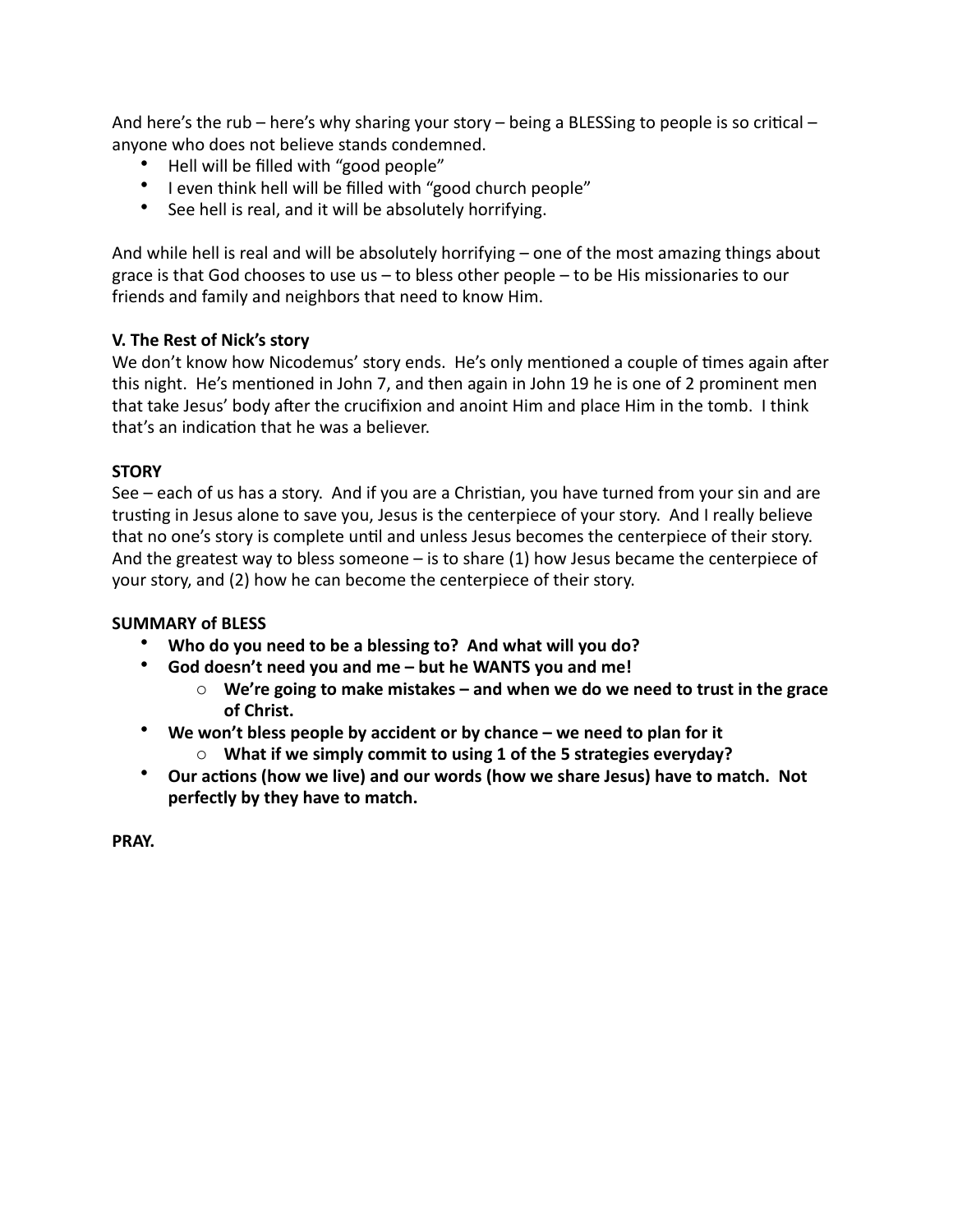And here's the rub – here's why sharing your story – being a BLESSing to people is so critical – anyone who does not believe stands condemned.

- Hell will be filled with "good people"
- I even think hell will be filled with "good church people"
- See hell is real, and it will be absolutely horrifying.

And while hell is real and will be absolutely horrifying – one of the most amazing things about grace is that God chooses to use us – to bless other people – to be His missionaries to our friends and family and neighbors that need to know Him.

**V. The Rest of Nick's story**

We don't know how Nicodemus' story ends. He's only mentioned a couple of times again after this night. He's mentioned in John 7, and then again in John 19 he is one of 2 prominent men that take Jesus' body after the crucifixion and anoint Him and place Him in the tomb. I think that's an indication that he was a believer.

**STORY**

See – each of us has a story. And if you are a Christian, you have turned from your sin and are trusting in Jesus alone to save you, Jesus is the centerpiece of your story. And I really believe that no one's story is complete until and unless Jesus becomes the centerpiece of their story. And the greatest way to bless someone – is to share (1) how Jesus became the centerpiece of your story, and (2) how he can become the centerpiece of their story.

**SUMMARY of BLESS**

- **Who do you need to be a blessing to? And what will you do?**
- **God doesn't need you and me – but he WANTS you and me!**
  - **We're going to make mistakes – and when we do we need to trust in the grace of Christ.**
- **We won't bless people by accident or by chance – we need to plan for it**
  - **What if we simply commit to using 1 of the 5 strategies everyday?**
- **Our actions (how we live) and our words (how we share Jesus) have to match. Not perfectly by they have to match.**

**PRAY.**